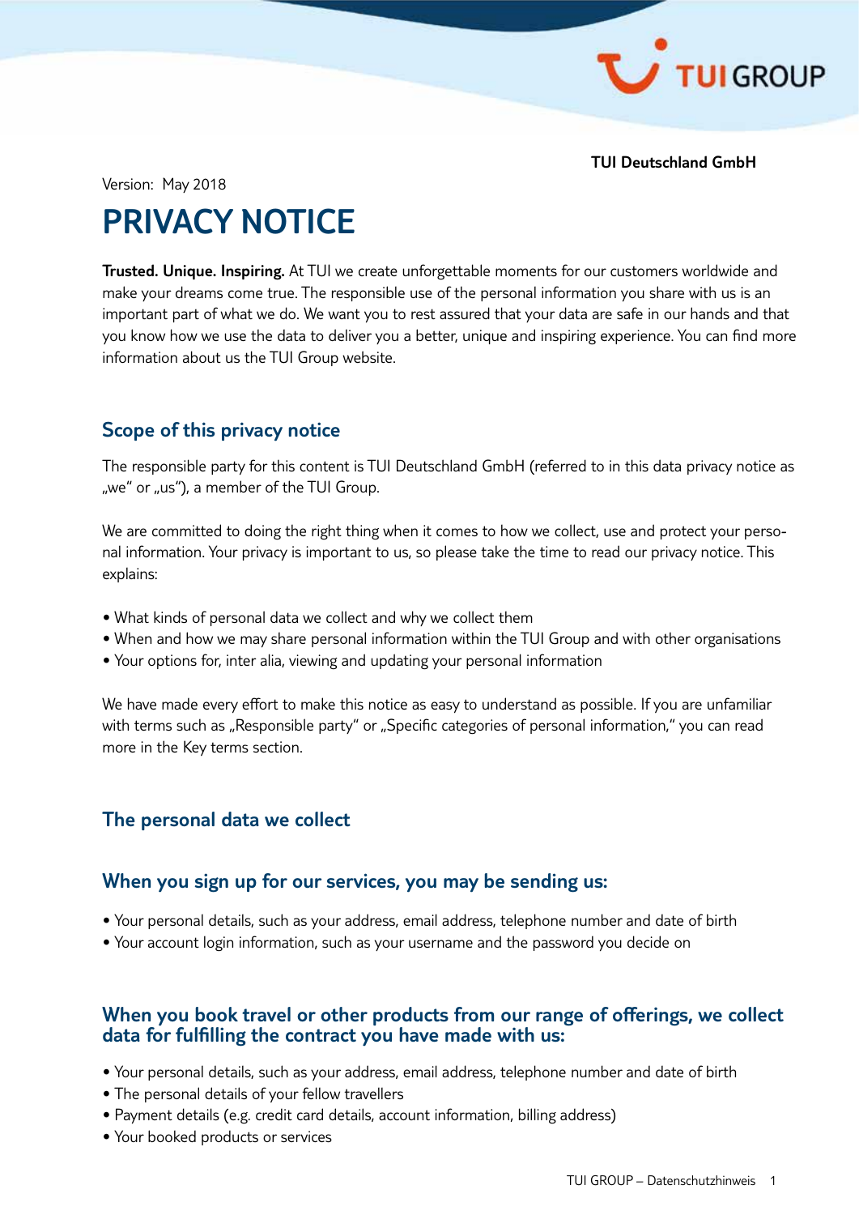**TUI Deutschland GmbH**

Version: May 2018

# PRIVACY NOTICE

**Trusted. Unique. Inspiring.** At TUI we create unforgettable moments for our customers worldwide and make your dreams come true. The responsible use of the personal information you share with us is an important part of what we do. We want you to rest assured that your data are safe in our hands and that you know how we use the data to deliver you a better, unique and inspiring experience. You can find more information about us the TUI Group website.

## Scope of this privacy notice

The responsible party for this content is TUI Deutschland GmbH (referred to in this data privacy notice as „we" or „us"), a member of the TUI Group.

We are committed to doing the right thing when it comes to how we collect, use and protect your personal information. Your privacy is important to us, so please take the time to read our privacy notice. This explains:

- What kinds of personal data we collect and why we collect them
- When and how we may share personal information within the TUI Group and with other organisations
- Your options for, inter alia, viewing and updating your personal information

We have made every effort to make this notice as easy to understand as possible. If you are unfamiliar with terms such as „Responsible party" or „Specific categories of personal information," you can read more in the Key terms section.

## The personal data we collect

### When you sign up for our services, you may be sending us:

- Your personal details, such as your address, email address, telephone number and date of birth
- Your account login information, such as your username and the password you decide on

### When you book travel or other products from our range of offerings, we collect data for fulfilling the contract you have made with us:

- Your personal details, such as your address, email address, telephone number and date of birth
- The personal details of your fellow travellers
- Payment details (e.g. credit card details, account information, billing address)
- Your booked products or services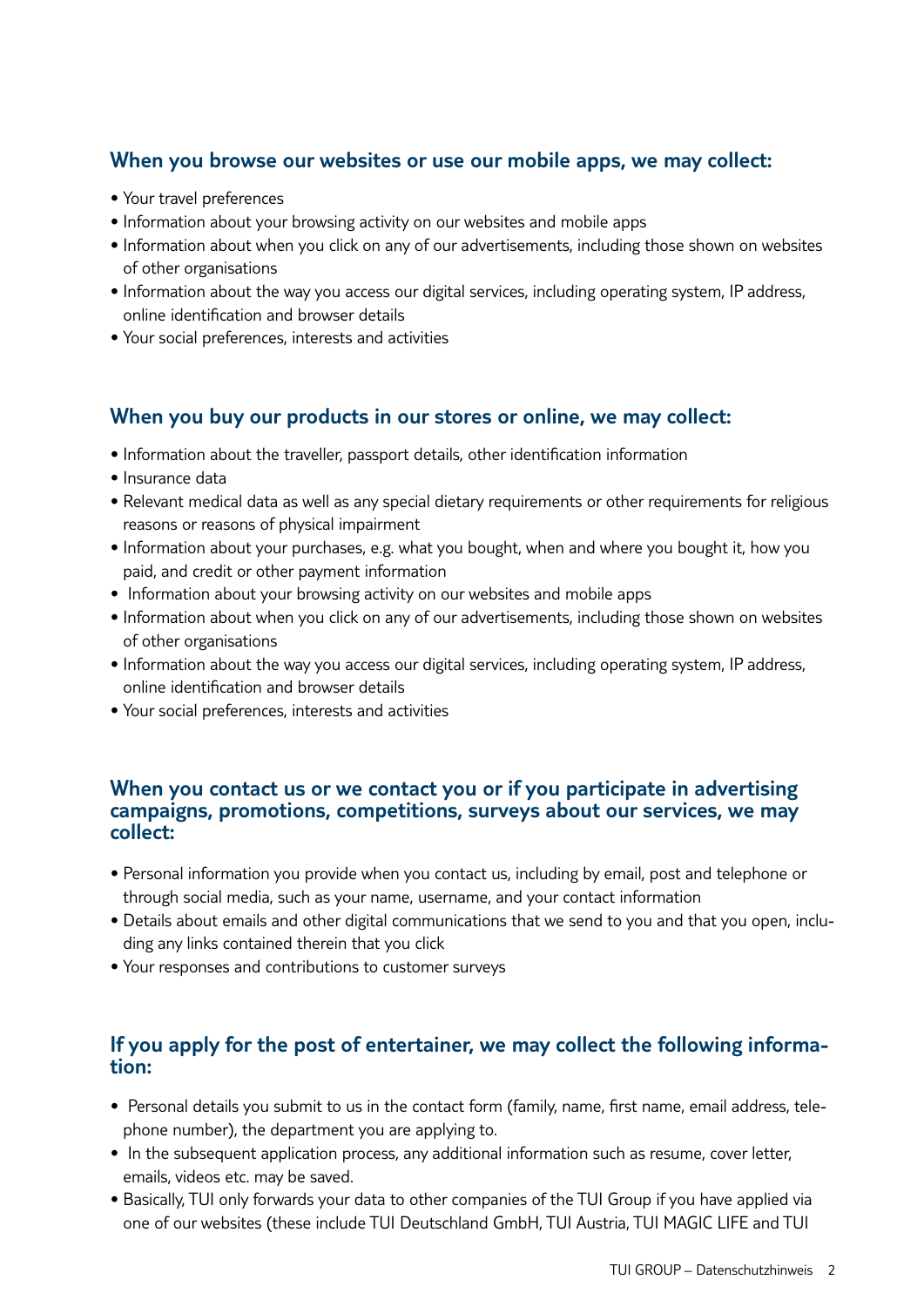## When you browse our websites or use our mobile apps, we may collect:

- Your travel preferences
- Information about your browsing activity on our websites and mobile apps
- Information about when you click on any of our advertisements, including those shown on websites of other organisations
- Information about the way you access our digital services, including operating system, IP address, online identification and browser details
- Your social preferences, interests and activities

## When you buy our products in our stores or online, we may collect:

- Information about the traveller, passport details, other identification information
- Insurance data
- Relevant medical data as well as any special dietary requirements or other requirements for religious reasons or reasons of physical impairment
- Information about your purchases, e.g. what you bought, when and where you bought it, how you paid, and credit or other payment information
- Information about your browsing activity on our websites and mobile apps
- Information about when you click on any of our advertisements, including those shown on websites of other organisations
- Information about the way you access our digital services, including operating system, IP address, online identification and browser details
- Your social preferences, interests and activities

## When you contact us or we contact you or if you participate in advertising campaigns, promotions, competitions, surveys about our services, we may collect:

- Personal information you provide when you contact us, including by email, post and telephone or through social media, such as your name, username, and your contact information
- Details about emails and other digital communications that we send to you and that you open, including any links contained therein that you click
- Your responses and contributions to customer surveys

## If you apply for the post of entertainer, we may collect the following information:

- Personal details you submit to us in the contact form (family, name, first name, email address, telephone number), the department you are applying to.
- In the subsequent application process, any additional information such as resume, cover letter, emails, videos etc. may be saved.
- Basically, TUI only forwards your data to other companies of the TUI Group if you have applied via one of our websites (these include TUI Deutschland GmbH, TUI Austria, TUI MAGIC LIFE and TUI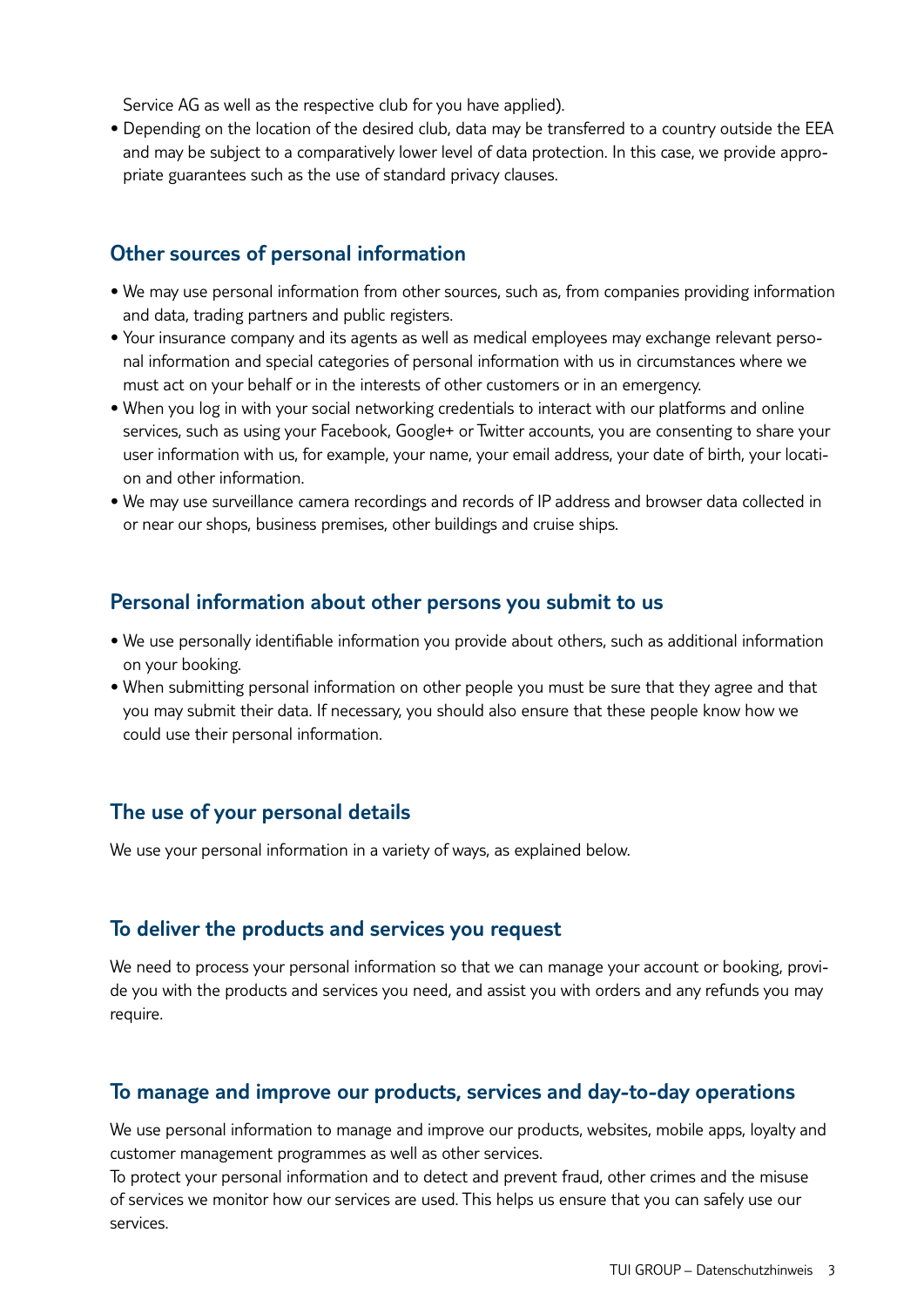Service AG as well as the respective club for you have applied).

- Depending on the location of the desired club, data may be transferred to a country outside the EEA and may be subject to a comparatively lower level of data protection. In this case, we provide appropriate guarantees such as the use of standard privacy clauses.

## Other sources of personal information

- We may use personal information from other sources, such as, from companies providing information and data, trading partners and public registers.
- Your insurance company and its agents as well as medical employees may exchange relevant personal information and special categories of personal information with us in circumstances where we must act on your behalf or in the interests of other customers or in an emergency.
- When you log in with your social networking credentials to interact with our platforms and online services, such as using your Facebook, Google+ or Twitter accounts, you are consenting to share your user information with us, for example, your name, your email address, your date of birth, your location and other information.
- We may use surveillance camera recordings and records of IP address and browser data collected in or near our shops, business premises, other buildings and cruise ships.

## Personal information about other persons you submit to us

- We use personally identifiable information you provide about others, such as additional information on your booking.
- When submitting personal information on other people you must be sure that they agree and that you may submit their data. If necessary, you should also ensure that these people know how we could use their personal information.

## The use of your personal details

We use your personal information in a variety of ways, as explained below.

## To deliver the products and services you request

We need to process your personal information so that we can manage your account or booking, provide you with the products and services you need, and assist you with orders and any refunds you may require.

## To manage and improve our products, services and day-to-day operations

We use personal information to manage and improve our products, websites, mobile apps, loyalty and customer management programmes as well as other services.
To protect your personal information and to detect and prevent fraud, other crimes and the misuse of services we monitor how our services are used. This helps us ensure that you can safely use our services.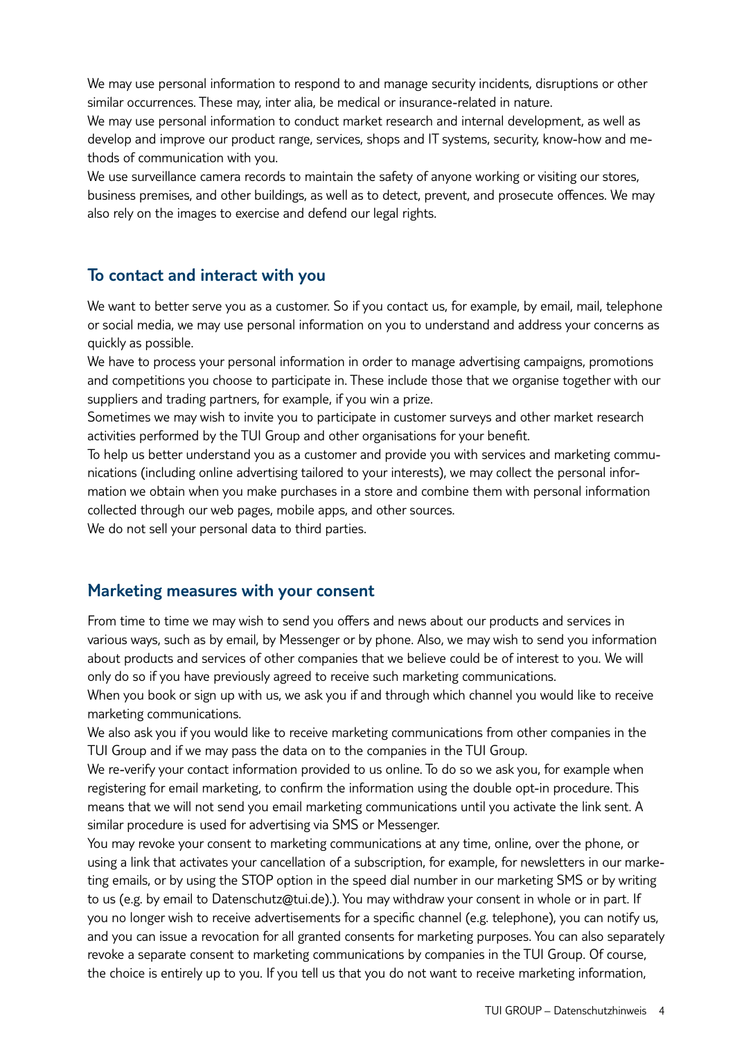We may use personal information to respond to and manage security incidents, disruptions or other similar occurrences. These may, inter alia, be medical or insurance-related in nature.

We may use personal information to conduct market research and internal development, as well as develop and improve our product range, services, shops and IT systems, security, know-how and methods of communication with you.

We use surveillance camera records to maintain the safety of anyone working or visiting our stores, business premises, and other buildings, as well as to detect, prevent, and prosecute offences. We may also rely on the images to exercise and defend our legal rights.

## To contact and interact with you

We want to better serve you as a customer. So if you contact us, for example, by email, mail, telephone or social media, we may use personal information on you to understand and address your concerns as quickly as possible.

We have to process your personal information in order to manage advertising campaigns, promotions and competitions you choose to participate in. These include those that we organise together with our suppliers and trading partners, for example, if you win a prize.

Sometimes we may wish to invite you to participate in customer surveys and other market research activities performed by the TUI Group and other organisations for your benefit.

To help us better understand you as a customer and provide you with services and marketing communications (including online advertising tailored to your interests), we may collect the personal information we obtain when you make purchases in a store and combine them with personal information collected through our web pages, mobile apps, and other sources.

We do not sell your personal data to third parties.

## Marketing measures with your consent

From time to time we may wish to send you offers and news about our products and services in various ways, such as by email, by Messenger or by phone. Also, we may wish to send you information about products and services of other companies that we believe could be of interest to you. We will only do so if you have previously agreed to receive such marketing communications.

When you book or sign up with us, we ask you if and through which channel you would like to receive marketing communications.

We also ask you if you would like to receive marketing communications from other companies in the TUI Group and if we may pass the data on to the companies in the TUI Group.

We re-verify your contact information provided to us online. To do so we ask you, for example when registering for email marketing, to confirm the information using the double opt-in procedure. This means that we will not send you email marketing communications until you activate the link sent. A similar procedure is used for advertising via SMS or Messenger.

You may revoke your consent to marketing communications at any time, online, over the phone, or using a link that activates your cancellation of a subscription, for example, for newsletters in our marketing emails, or by using the STOP option in the speed dial number in our marketing SMS or by writing to us (e.g. by email to Datenschutz@tui.de).). You may withdraw your consent in whole or in part. If you no longer wish to receive advertisements for a specific channel (e.g. telephone), you can notify us, and you can issue a revocation for all granted consents for marketing purposes. You can also separately revoke a separate consent to marketing communications by companies in the TUI Group. Of course, the choice is entirely up to you. If you tell us that you do not want to receive marketing information,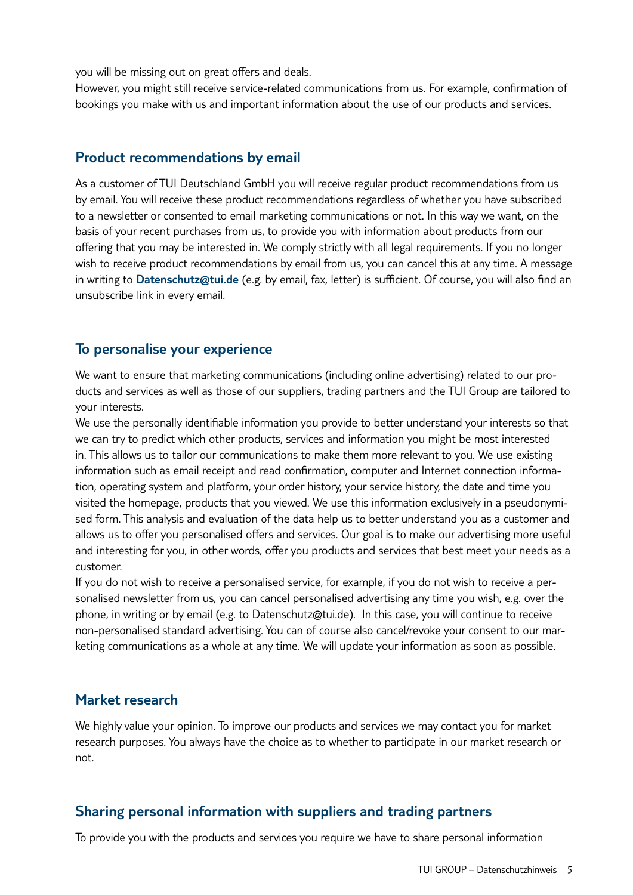you will be missing out on great offers and deals.
However, you might still receive service-related communications from us. For example, confirmation of bookings you make with us and important information about the use of our products and services.

## Product recommendations by email

As a customer of TUI Deutschland GmbH you will receive regular product recommendations from us by email. You will receive these product recommendations regardless of whether you have subscribed to a newsletter or consented to email marketing communications or not. In this way we want, on the basis of your recent purchases from us, to provide you with information about products from our offering that you may be interested in. We comply strictly with all legal requirements. If you no longer wish to receive product recommendations by email from us, you can cancel this at any time. A message in writing to **Datenschutz@tui.de** (e.g. by email, fax, letter) is sufficient. Of course, you will also find an unsubscribe link in every email.

## To personalise your experience

We want to ensure that marketing communications (including online advertising) related to our products and services as well as those of our suppliers, trading partners and the TUI Group are tailored to your interests.
We use the personally identifiable information you provide to better understand your interests so that we can try to predict which other products, services and information you might be most interested in. This allows us to tailor our communications to make them more relevant to you. We use existing information such as email receipt and read confirmation, computer and Internet connection information, operating system and platform, your order history, your service history, the date and time you visited the homepage, products that you viewed. We use this information exclusively in a pseudonymised form. This analysis and evaluation of the data help us to better understand you as a customer and allows us to offer you personalised offers and services. Our goal is to make our advertising more useful and interesting for you, in other words, offer you products and services that best meet your needs as a customer.
If you do not wish to receive a personalised service, for example, if you do not wish to receive a personalised newsletter from us, you can cancel personalised advertising any time you wish, e.g. over the phone, in writing or by email (e.g. to Datenschutz@tui.de). In this case, you will continue to receive non-personalised standard advertising. You can of course also cancel/revoke your consent to our marketing communications as a whole at any time. We will update your information as soon as possible.

## Market research

We highly value your opinion. To improve our products and services we may contact you for market research purposes. You always have the choice as to whether to participate in our market research or not.

## Sharing personal information with suppliers and trading partners

To provide you with the products and services you require we have to share personal information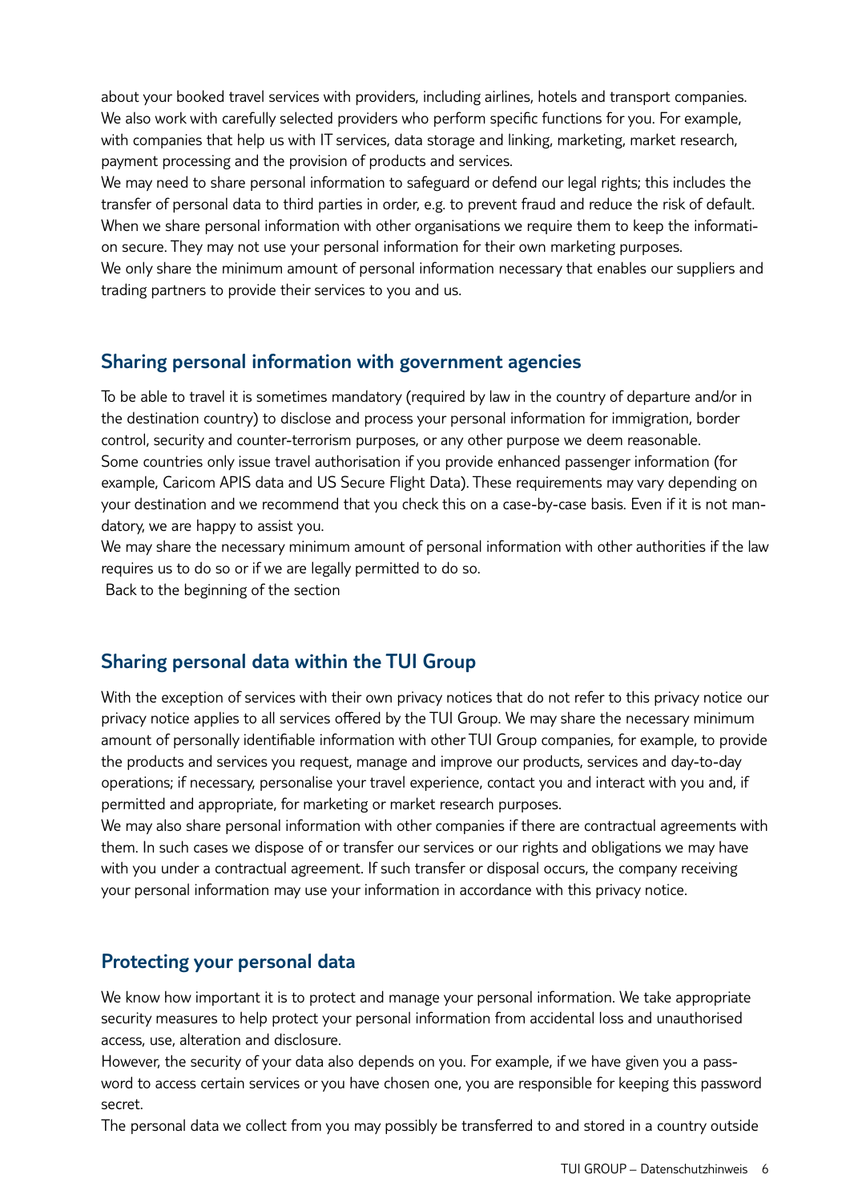about your booked travel services with providers, including airlines, hotels and transport companies. We also work with carefully selected providers who perform specific functions for you. For example, with companies that help us with IT services, data storage and linking, marketing, market research, payment processing and the provision of products and services.
We may need to share personal information to safeguard or defend our legal rights; this includes the transfer of personal data to third parties in order, e.g. to prevent fraud and reduce the risk of default.
When we share personal information with other organisations we require them to keep the information secure. They may not use your personal information for their own marketing purposes.
We only share the minimum amount of personal information necessary that enables our suppliers and trading partners to provide their services to you and us.

## Sharing personal information with government agencies

To be able to travel it is sometimes mandatory (required by law in the country of departure and/or in the destination country) to disclose and process your personal information for immigration, border control, security and counter-terrorism purposes, or any other purpose we deem reasonable.
Some countries only issue travel authorisation if you provide enhanced passenger information (for example, Caricom APIS data and US Secure Flight Data). These requirements may vary depending on your destination and we recommend that you check this on a case-by-case basis. Even if it is not mandatory, we are happy to assist you.
We may share the necessary minimum amount of personal information with other authorities if the law requires us to do so or if we are legally permitted to do so.
Back to the beginning of the section

## Sharing personal data within the TUI Group

With the exception of services with their own privacy notices that do not refer to this privacy notice our privacy notice applies to all services offered by the TUI Group. We may share the necessary minimum amount of personally identifiable information with other TUI Group companies, for example, to provide the products and services you request, manage and improve our products, services and day-to-day operations; if necessary, personalise your travel experience, contact you and interact with you and, if permitted and appropriate, for marketing or market research purposes.
We may also share personal information with other companies if there are contractual agreements with them. In such cases we dispose of or transfer our services or our rights and obligations we may have with you under a contractual agreement. If such transfer or disposal occurs, the company receiving your personal information may use your information in accordance with this privacy notice.

## Protecting your personal data

We know how important it is to protect and manage your personal information. We take appropriate security measures to help protect your personal information from accidental loss and unauthorised access, use, alteration and disclosure.
However, the security of your data also depends on you. For example, if we have given you a password to access certain services or you have chosen one, you are responsible for keeping this password secret.
The personal data we collect from you may possibly be transferred to and stored in a country outside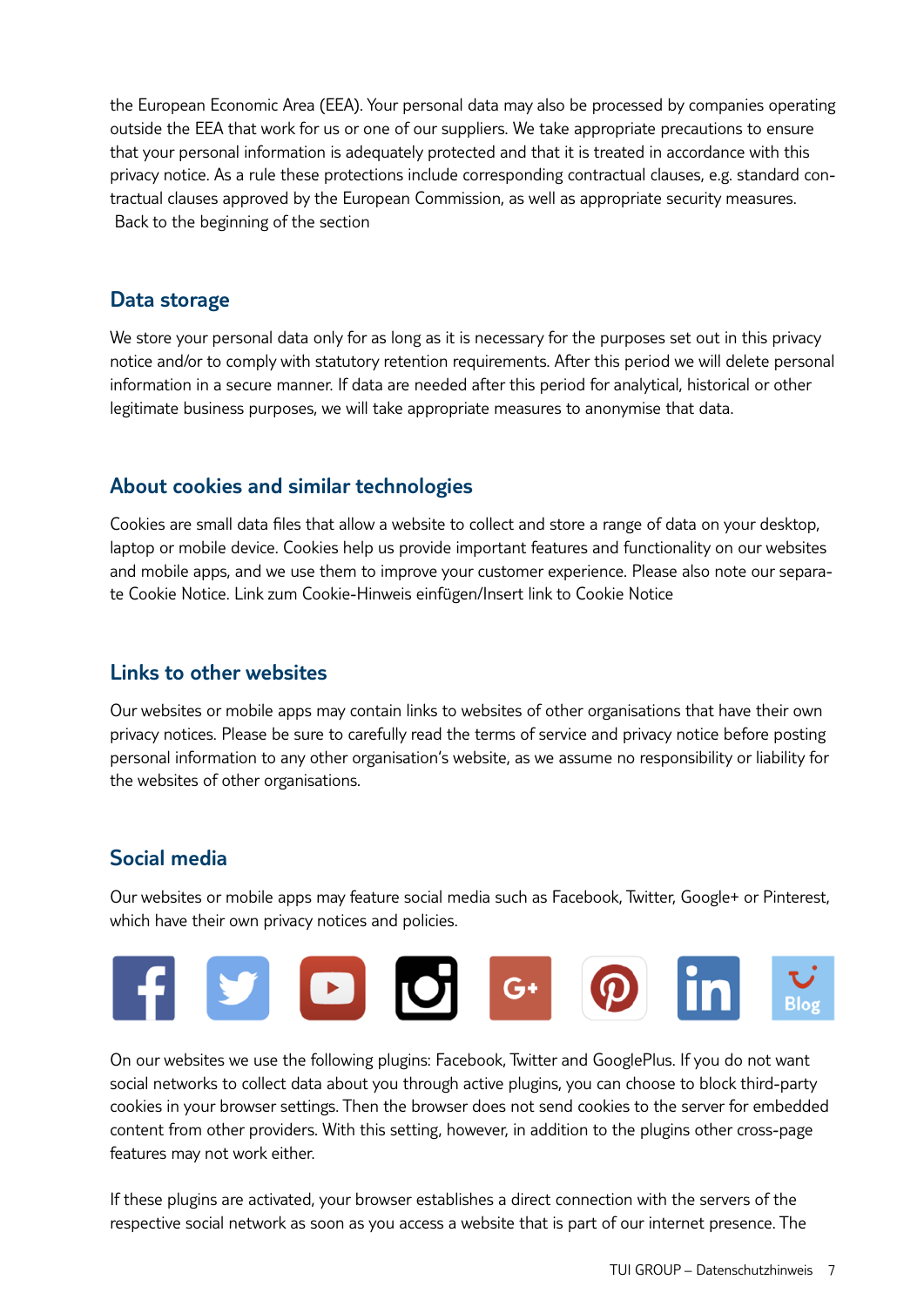the European Economic Area (EEA). Your personal data may also be processed by companies operating outside the EEA that work for us or one of our suppliers. We take appropriate precautions to ensure that your personal information is adequately protected and that it is treated in accordance with this privacy notice. As a rule these protections include corresponding contractual clauses, e.g. standard contractual clauses approved by the European Commission, as well as appropriate security measures.
Back to the beginning of the section

## Data storage

We store your personal data only for as long as it is necessary for the purposes set out in this privacy notice and/or to comply with statutory retention requirements. After this period we will delete personal information in a secure manner. If data are needed after this period for analytical, historical or other legitimate business purposes, we will take appropriate measures to anonymise that data.

## About cookies and similar technologies

Cookies are small data files that allow a website to collect and store a range of data on your desktop, laptop or mobile device. Cookies help us provide important features and functionality on our websites and mobile apps, and we use them to improve your customer experience. Please also note our separate Cookie Notice. Link zum Cookie-Hinweis einfügen/Insert link to Cookie Notice

## Links to other websites

Our websites or mobile apps may contain links to websites of other organisations that have their own privacy notices. Please be sure to carefully read the terms of service and privacy notice before posting personal information to any other organisation's website, as we assume no responsibility or liability for the websites of other organisations.

## Social media

Our websites or mobile apps may feature social media such as Facebook, Twitter, Google+ or Pinterest, which have their own privacy notices and policies.

On our websites we use the following plugins: Facebook, Twitter and GooglePlus. If you do not want social networks to collect data about you through active plugins, you can choose to block third-party cookies in your browser settings. Then the browser does not send cookies to the server for embedded content from other providers. With this setting, however, in addition to the plugins other cross-page features may not work either.

If these plugins are activated, your browser establishes a direct connection with the servers of the respective social network as soon as you access a website that is part of our internet presence. The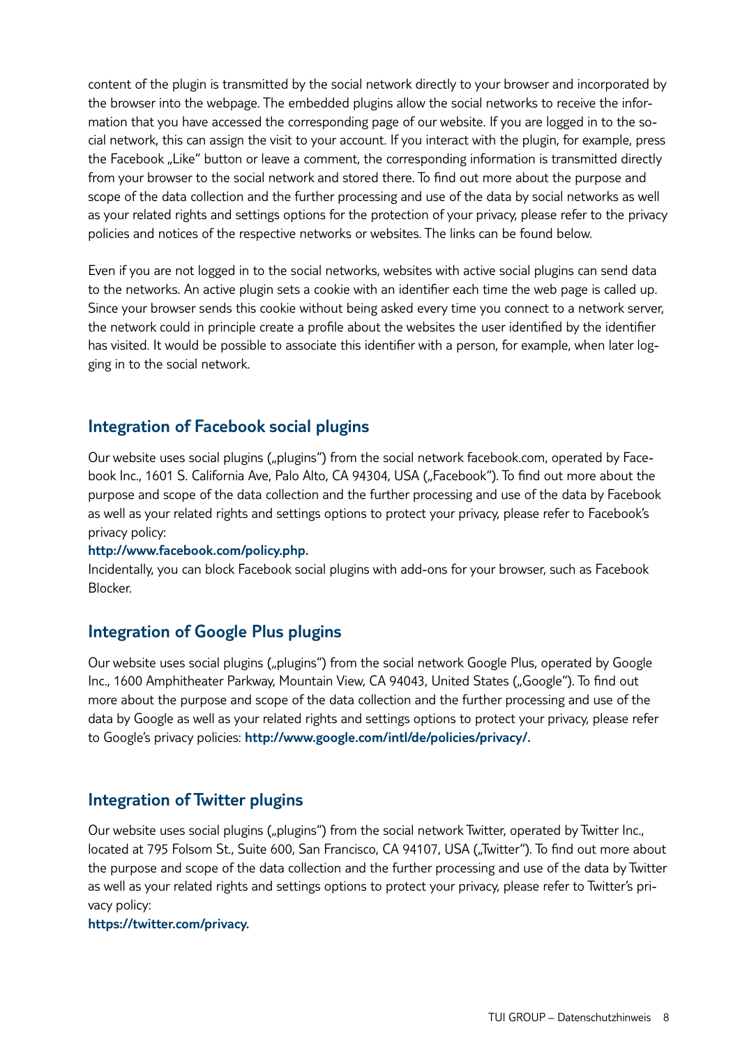content of the plugin is transmitted by the social network directly to your browser and incorporated by the browser into the webpage. The embedded plugins allow the social networks to receive the information that you have accessed the corresponding page of our website. If you are logged in to the social network, this can assign the visit to your account. If you interact with the plugin, for example, press the Facebook „Like" button or leave a comment, the corresponding information is transmitted directly from your browser to the social network and stored there. To find out more about the purpose and scope of the data collection and the further processing and use of the data by social networks as well as your related rights and settings options for the protection of your privacy, please refer to the privacy policies and notices of the respective networks or websites. The links can be found below.

Even if you are not logged in to the social networks, websites with active social plugins can send data to the networks. An active plugin sets a cookie with an identifier each time the web page is called up. Since your browser sends this cookie without being asked every time you connect to a network server, the network could in principle create a profile about the websites the user identified by the identifier has visited. It would be possible to associate this identifier with a person, for example, when later logging in to the social network.

## Integration of Facebook social plugins

Our website uses social plugins („plugins") from the social network facebook.com, operated by Facebook Inc., 1601 S. California Ave, Palo Alto, CA 94304, USA („Facebook"). To find out more about the purpose and scope of the data collection and the further processing and use of the data by Facebook as well as your related rights and settings options to protect your privacy, please refer to Facebook's privacy policy:

**http://www.facebook.com/policy.php.**

Incidentally, you can block Facebook social plugins with add-ons for your browser, such as Facebook Blocker.

## Integration of Google Plus plugins

Our website uses social plugins („plugins") from the social network Google Plus, operated by Google Inc., 1600 Amphitheater Parkway, Mountain View, CA 94043, United States („Google"). To find out more about the purpose and scope of the data collection and the further processing and use of the data by Google as well as your related rights and settings options to protect your privacy, please refer to Google's privacy policies: **http://www.google.com/intl/de/policies/privacy/.**

## Integration of Twitter plugins

Our website uses social plugins („plugins") from the social network Twitter, operated by Twitter Inc., located at 795 Folsom St., Suite 600, San Francisco, CA 94107, USA („Twitter"). To find out more about the purpose and scope of the data collection and the further processing and use of the data by Twitter as well as your related rights and settings options to protect your privacy, please refer to Twitter's privacy policy:

**https://twitter.com/privacy.**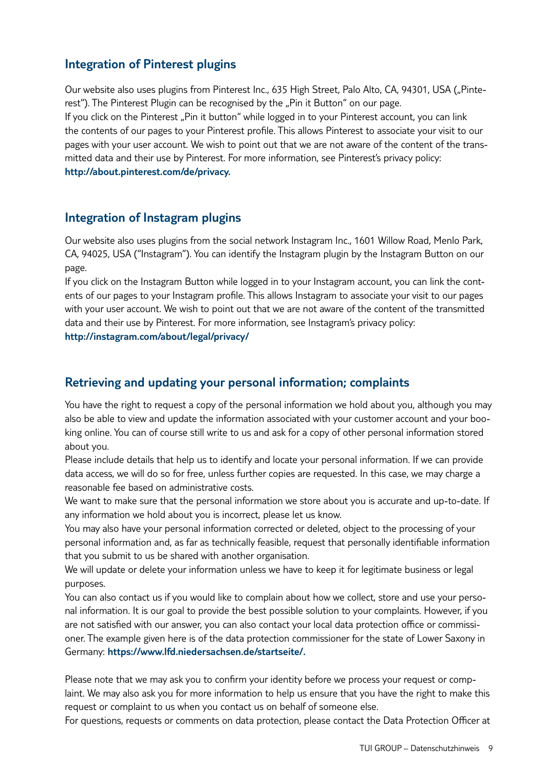## Integration of Pinterest plugins

Our website also uses plugins from Pinterest Inc., 635 High Street, Palo Alto, CA, 94301, USA („Pinterest"). The Pinterest Plugin can be recognised by the „Pin it Button" on our page.
If you click on the Pinterest „Pin it button" while logged in to your Pinterest account, you can link the contents of our pages to your Pinterest profile. This allows Pinterest to associate your visit to our pages with your user account. We wish to point out that we are not aware of the content of the transmitted data and their use by Pinterest. For more information, see Pinterest's privacy policy:
**http://about.pinterest.com/de/privacy.**

## Integration of Instagram plugins

Our website also uses plugins from the social network Instagram Inc., 1601 Willow Road, Menlo Park, CA, 94025, USA ("Instagram"). You can identify the Instagram plugin by the Instagram Button on our page.
If you click on the Instagram Button while logged in to your Instagram account, you can link the contents of our pages to your Instagram profile. This allows Instagram to associate your visit to our pages with your user account. We wish to point out that we are not aware of the content of the transmitted data and their use by Pinterest. For more information, see Instagram's privacy policy:
**http://instagram.com/about/legal/privacy/**

## Retrieving and updating your personal information; complaints

You have the right to request a copy of the personal information we hold about you, although you may also be able to view and update the information associated with your customer account and your booking online. You can of course still write to us and ask for a copy of other personal information stored about you.
Please include details that help us to identify and locate your personal information. If we can provide data access, we will do so for free, unless further copies are requested. In this case, we may charge a reasonable fee based on administrative costs.
We want to make sure that the personal information we store about you is accurate and up-to-date. If any information we hold about you is incorrect, please let us know.
You may also have your personal information corrected or deleted, object to the processing of your personal information and, as far as technically feasible, request that personally identifiable information that you submit to us be shared with another organisation.
We will update or delete your information unless we have to keep it for legitimate business or legal purposes.
You can also contact us if you would like to complain about how we collect, store and use your personal information. It is our goal to provide the best possible solution to your complaints. However, if you are not satisfied with our answer, you can also contact your local data protection office or commissioner. The example given here is of the data protection commissioner for the state of Lower Saxony in Germany: **https://www.lfd.niedersachsen.de/startseite/.**

Please note that we may ask you to confirm your identity before we process your request or complaint. We may also ask you for more information to help us ensure that you have the right to make this request or complaint to us when you contact us on behalf of someone else.
For questions, requests or comments on data protection, please contact the Data Protection Officer at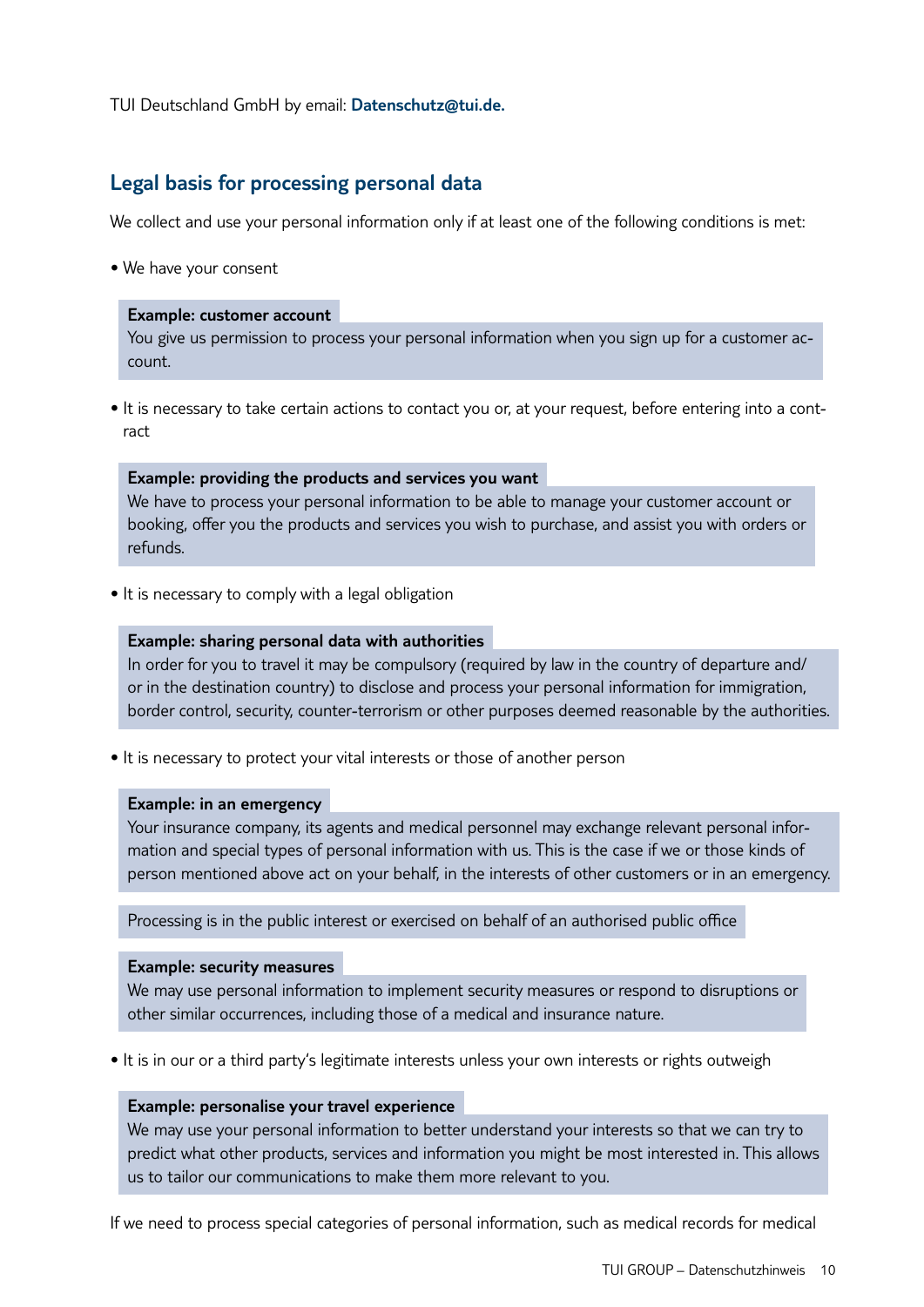TUI Deutschland GmbH by email: **Datenschutz@tui.de.**

## Legal basis for processing personal data

We collect and use your personal information only if at least one of the following conditions is met:

- We have your consent

**Example: customer account**
You give us permission to process your personal information when you sign up for a customer account.

- It is necessary to take certain actions to contact you or, at your request, before entering into a contract

**Example: providing the products and services you want**
We have to process your personal information to be able to manage your customer account or booking, offer you the products and services you wish to purchase, and assist you with orders or refunds.

- It is necessary to comply with a legal obligation

**Example: sharing personal data with authorities**
In order for you to travel it may be compulsory (required by law in the country of departure and/or in the destination country) to disclose and process your personal information for immigration, border control, security, counter-terrorism or other purposes deemed reasonable by the authorities.

- It is necessary to protect your vital interests or those of another person

**Example: in an emergency**
Your insurance company, its agents and medical personnel may exchange relevant personal information and special types of personal information with us. This is the case if we or those kinds of person mentioned above act on your behalf, in the interests of other customers or in an emergency.

Processing is in the public interest or exercised on behalf of an authorised public office

**Example: security measures**
We may use personal information to implement security measures or respond to disruptions or other similar occurrences, including those of a medical and insurance nature.

- It is in our or a third party's legitimate interests unless your own interests or rights outweigh

**Example: personalise your travel experience**
We may use your personal information to better understand your interests so that we can try to predict what other products, services and information you might be most interested in. This allows us to tailor our communications to make them more relevant to you.

If we need to process special categories of personal information, such as medical records for medical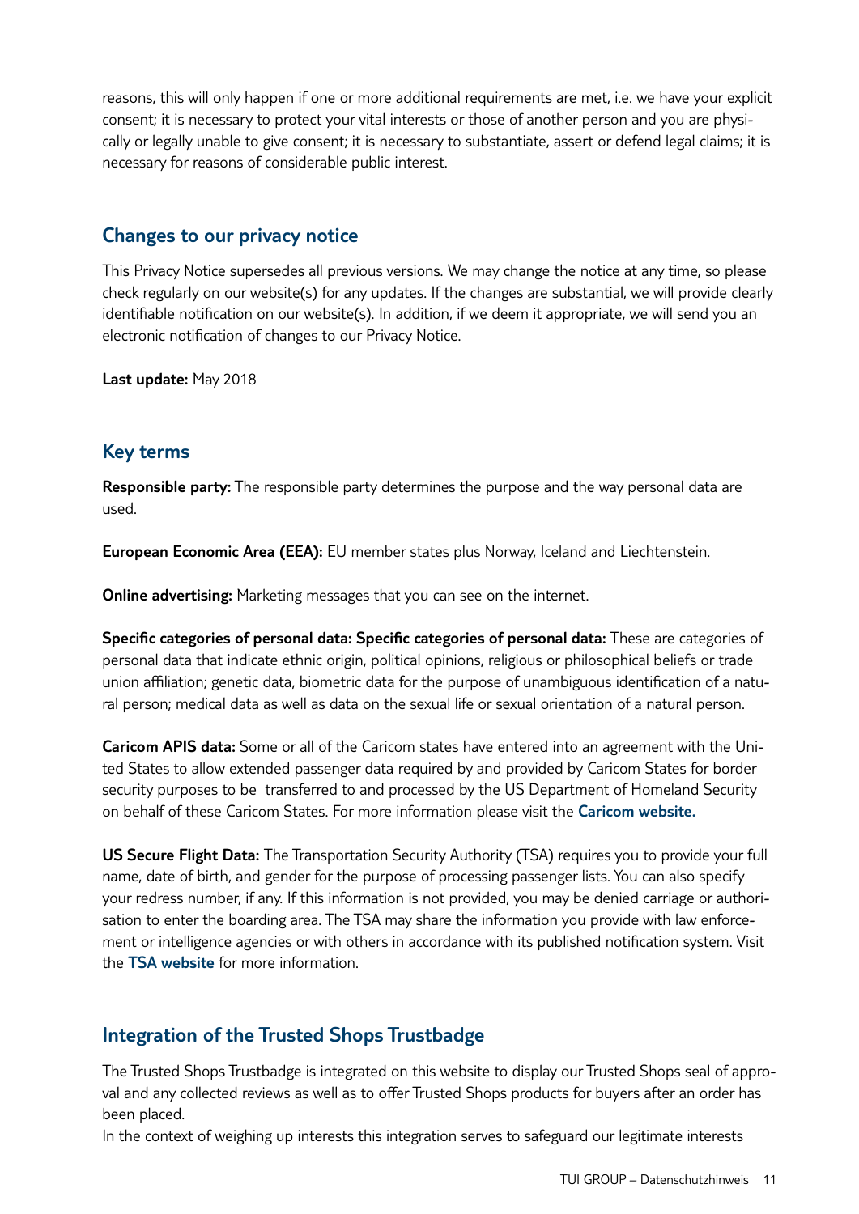reasons, this will only happen if one or more additional requirements are met, i.e. we have your explicit consent; it is necessary to protect your vital interests or those of another person and you are physically or legally unable to give consent; it is necessary to substantiate, assert or defend legal claims; it is necessary for reasons of considerable public interest.

## Changes to our privacy notice

This Privacy Notice supersedes all previous versions. We may change the notice at any time, so please check regularly on our website(s) for any updates. If the changes are substantial, we will provide clearly identifiable notification on our website(s). In addition, if we deem it appropriate, we will send you an electronic notification of changes to our Privacy Notice.

**Last update:** May 2018

## Key terms

**Responsible party:** The responsible party determines the purpose and the way personal data are used.

**European Economic Area (EEA):** EU member states plus Norway, Iceland and Liechtenstein.

**Online advertising:** Marketing messages that you can see on the internet.

**Specific categories of personal data: Specific categories of personal data:** These are categories of personal data that indicate ethnic origin, political opinions, religious or philosophical beliefs or trade union affiliation; genetic data, biometric data for the purpose of unambiguous identification of a natural person; medical data as well as data on the sexual life or sexual orientation of a natural person.

**Caricom APIS data:** Some or all of the Caricom states have entered into an agreement with the United States to allow extended passenger data required by and provided by Caricom States for border security purposes to be transferred to and processed by the US Department of Homeland Security on behalf of these Caricom States. For more information please visit the **Caricom website.**

**US Secure Flight Data:** The Transportation Security Authority (TSA) requires you to provide your full name, date of birth, and gender for the purpose of processing passenger lists. You can also specify your redress number, if any. If this information is not provided, you may be denied carriage or authorisation to enter the boarding area. The TSA may share the information you provide with law enforcement or intelligence agencies or with others in accordance with its published notification system. Visit the **TSA website** for more information.

## Integration of the Trusted Shops Trustbadge

The Trusted Shops Trustbadge is integrated on this website to display our Trusted Shops seal of approval and any collected reviews as well as to offer Trusted Shops products for buyers after an order has been placed.
In the context of weighing up interests this integration serves to safeguard our legitimate interests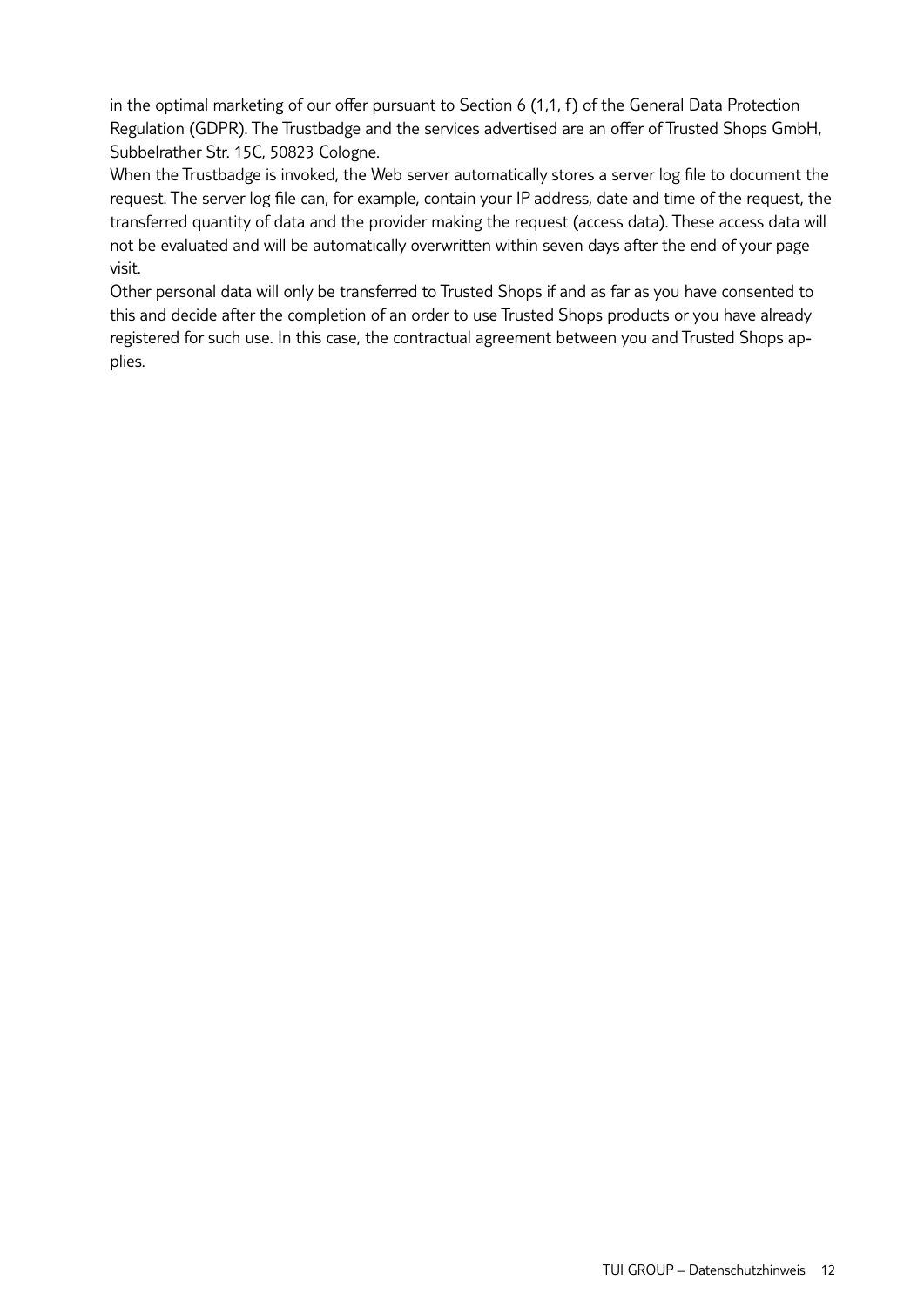in the optimal marketing of our offer pursuant to Section 6 (1,1, f) of the General Data Protection Regulation (GDPR). The Trustbadge and the services advertised are an offer of Trusted Shops GmbH, Subbelrather Str. 15C, 50823 Cologne.

When the Trustbadge is invoked, the Web server automatically stores a server log file to document the request. The server log file can, for example, contain your IP address, date and time of the request, the transferred quantity of data and the provider making the request (access data). These access data will not be evaluated and will be automatically overwritten within seven days after the end of your page visit.

Other personal data will only be transferred to Trusted Shops if and as far as you have consented to this and decide after the completion of an order to use Trusted Shops products or you have already registered for such use. In this case, the contractual agreement between you and Trusted Shops applies.